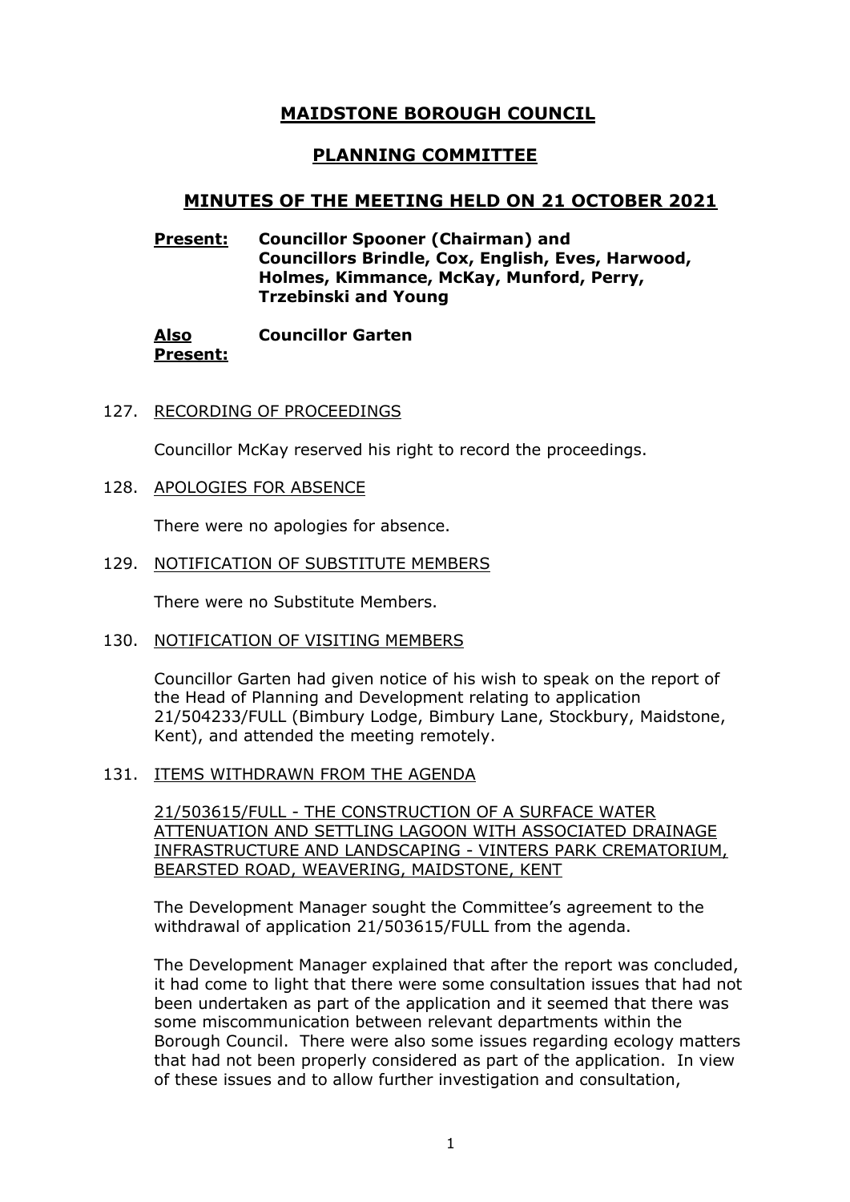# MAIDSTONE BOROUGH COUNCIL

## PLANNING COMMITTEE

## MINUTES OF THE MEETING HELD ON 21 OCTOBER 2021

**Present:** **Councillor Spooner (Chairman) and Councillors Brindle, Cox, English, Eves, Harwood, Holmes, Kimmance, McKay, Munford, Perry, Trzebinski and Young**

**Also Present:** **Councillor Garten**

127. RECORDING OF PROCEEDINGS

Councillor McKay reserved his right to record the proceedings.

128. APOLOGIES FOR ABSENCE

There were no apologies for absence.

129. NOTIFICATION OF SUBSTITUTE MEMBERS

There were no Substitute Members.

130. NOTIFICATION OF VISITING MEMBERS

Councillor Garten had given notice of his wish to speak on the report of the Head of Planning and Development relating to application 21/504233/FULL (Bimbury Lodge, Bimbury Lane, Stockbury, Maidstone, Kent), and attended the meeting remotely.

131. ITEMS WITHDRAWN FROM THE AGENDA

21/503615/FULL - THE CONSTRUCTION OF A SURFACE WATER ATTENUATION AND SETTLING LAGOON WITH ASSOCIATED DRAINAGE INFRASTRUCTURE AND LANDSCAPING - VINTERS PARK CREMATORIUM, BEARSTED ROAD, WEAVERING, MAIDSTONE, KENT

The Development Manager sought the Committee's agreement to the withdrawal of application 21/503615/FULL from the agenda.

The Development Manager explained that after the report was concluded, it had come to light that there were some consultation issues that had not been undertaken as part of the application and it seemed that there was some miscommunication between relevant departments within the Borough Council. There were also some issues regarding ecology matters that had not been properly considered as part of the application. In view of these issues and to allow further investigation and consultation,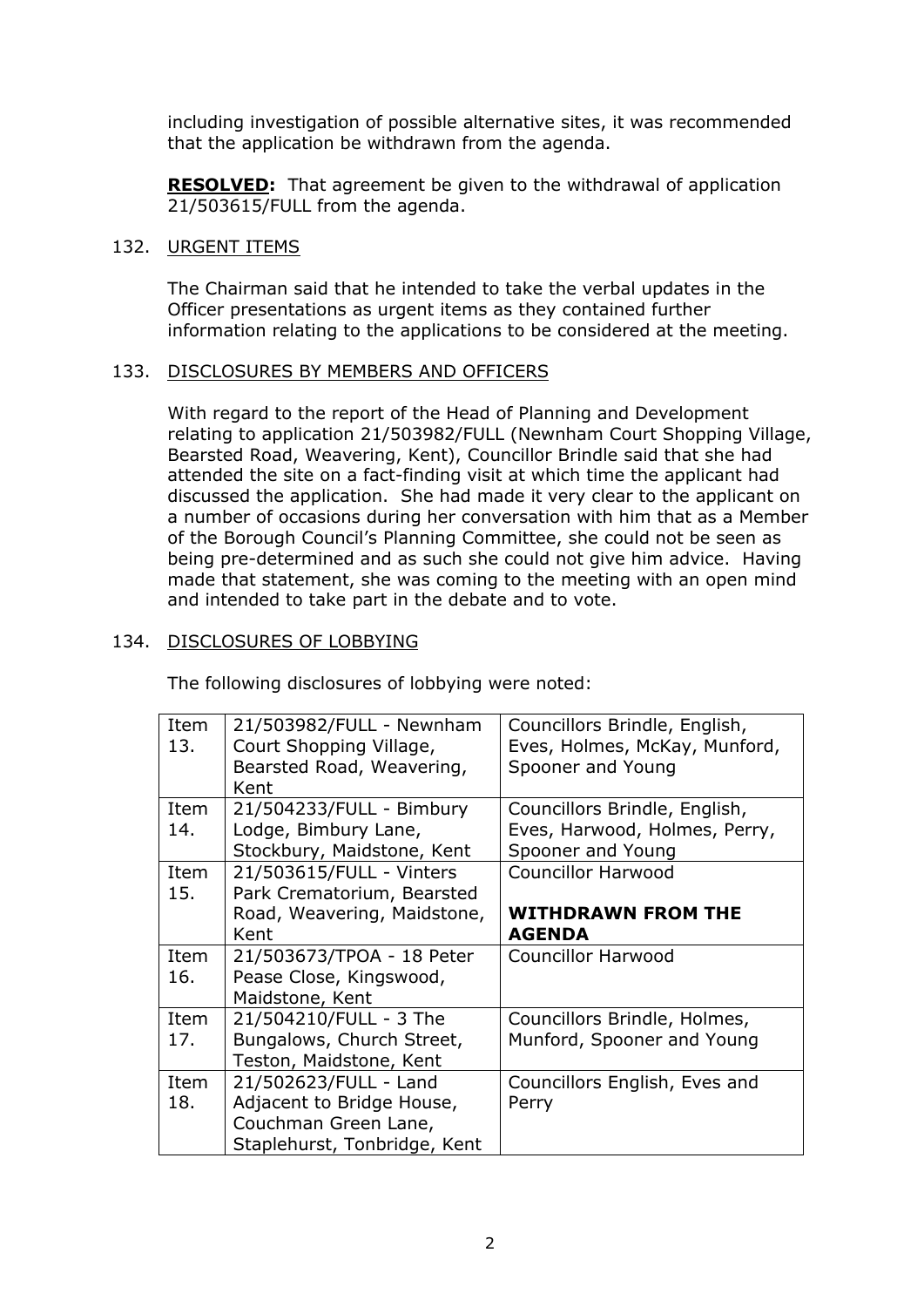including investigation of possible alternative sites, it was recommended that the application be withdrawn from the agenda.

**RESOLVED:** That agreement be given to the withdrawal of application 21/503615/FULL from the agenda.

132. URGENT ITEMS

The Chairman said that he intended to take the verbal updates in the Officer presentations as urgent items as they contained further information relating to the applications to be considered at the meeting.

133. DISCLOSURES BY MEMBERS AND OFFICERS

With regard to the report of the Head of Planning and Development relating to application 21/503982/FULL (Newnham Court Shopping Village, Bearsted Road, Weavering, Kent), Councillor Brindle said that she had attended the site on a fact-finding visit at which time the applicant had discussed the application. She had made it very clear to the applicant on a number of occasions during her conversation with him that as a Member of the Borough Council's Planning Committee, she could not be seen as being pre-determined and as such she could not give him advice. Having made that statement, she was coming to the meeting with an open mind and intended to take part in the debate and to vote.

134. DISCLOSURES OF LOBBYING

The following disclosures of lobbying were noted:

| | | |
|---|---|---|
| Item 13. | 21/503982/FULL - Newnham Court Shopping Village, Bearsted Road, Weavering, Kent | Councillors Brindle, English, Eves, Holmes, McKay, Munford, Spooner and Young |
| Item 14. | 21/504233/FULL - Bimbury Lodge, Bimbury Lane, Stockbury, Maidstone, Kent | Councillors Brindle, English, Eves, Harwood, Holmes, Perry, Spooner and Young |
| Item 15. | 21/503615/FULL - Vinters Park Crematorium, Bearsted Road, Weavering, Maidstone, Kent | Councillor Harwood<br><br>**WITHDRAWN FROM THE AGENDA** |
| Item 16. | 21/503673/TPOA - 18 Peter Pease Close, Kingswood, Maidstone, Kent | Councillor Harwood |
| Item 17. | 21/504210/FULL - 3 The Bungalows, Church Street, Teston, Maidstone, Kent | Councillors Brindle, Holmes, Munford, Spooner and Young |
| Item 18. | 21/502623/FULL - Land Adjacent to Bridge House, Couchman Green Lane, Staplehurst, Tonbridge, Kent | Councillors English, Eves and Perry |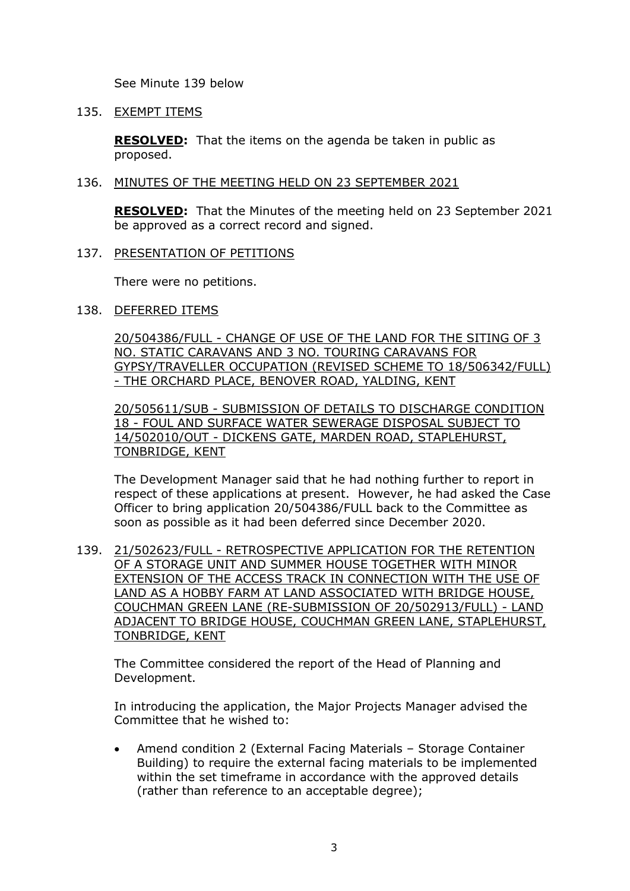See Minute 139 below

135. EXEMPT ITEMS

**RESOLVED:** That the items on the agenda be taken in public as proposed.

136. MINUTES OF THE MEETING HELD ON 23 SEPTEMBER 2021

**RESOLVED:** That the Minutes of the meeting held on 23 September 2021 be approved as a correct record and signed.

137. PRESENTATION OF PETITIONS

There were no petitions.

138. DEFERRED ITEMS

20/504386/FULL - CHANGE OF USE OF THE LAND FOR THE SITING OF 3 NO. STATIC CARAVANS AND 3 NO. TOURING CARAVANS FOR GYPSY/TRAVELLER OCCUPATION (REVISED SCHEME TO 18/506342/FULL) - THE ORCHARD PLACE, BENOVER ROAD, YALDING, KENT

20/505611/SUB - SUBMISSION OF DETAILS TO DISCHARGE CONDITION 18 - FOUL AND SURFACE WATER SEWERAGE DISPOSAL SUBJECT TO 14/502010/OUT - DICKENS GATE, MARDEN ROAD, STAPLEHURST, TONBRIDGE, KENT

The Development Manager said that he had nothing further to report in respect of these applications at present. However, he had asked the Case Officer to bring application 20/504386/FULL back to the Committee as soon as possible as it had been deferred since December 2020.

139. 21/502623/FULL - RETROSPECTIVE APPLICATION FOR THE RETENTION OF A STORAGE UNIT AND SUMMER HOUSE TOGETHER WITH MINOR EXTENSION OF THE ACCESS TRACK IN CONNECTION WITH THE USE OF LAND AS A HOBBY FARM AT LAND ASSOCIATED WITH BRIDGE HOUSE, COUCHMAN GREEN LANE (RE-SUBMISSION OF 20/502913/FULL) - LAND ADJACENT TO BRIDGE HOUSE, COUCHMAN GREEN LANE, STAPLEHURST, TONBRIDGE, KENT

The Committee considered the report of the Head of Planning and Development.

In introducing the application, the Major Projects Manager advised the Committee that he wished to:

- Amend condition 2 (External Facing Materials – Storage Container Building) to require the external facing materials to be implemented within the set timeframe in accordance with the approved details (rather than reference to an acceptable degree);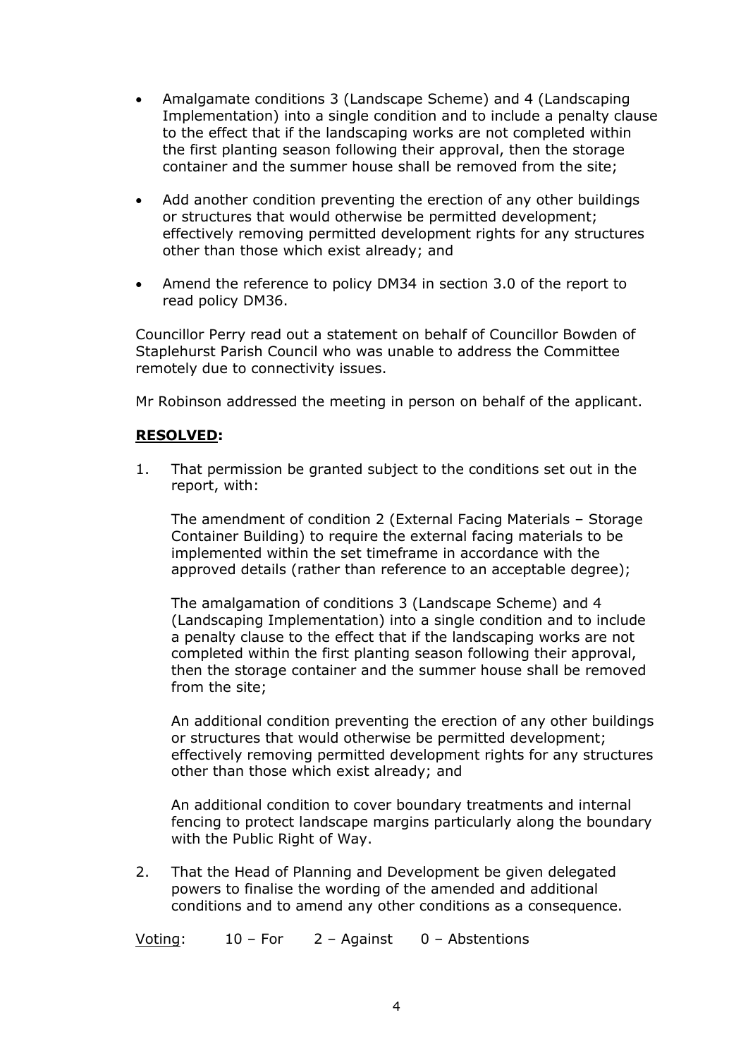- Amalgamate conditions 3 (Landscape Scheme) and 4 (Landscaping Implementation) into a single condition and to include a penalty clause to the effect that if the landscaping works are not completed within the first planting season following their approval, then the storage container and the summer house shall be removed from the site;
- Add another condition preventing the erection of any other buildings or structures that would otherwise be permitted development; effectively removing permitted development rights for any structures other than those which exist already; and
- Amend the reference to policy DM34 in section 3.0 of the report to read policy DM36.

Councillor Perry read out a statement on behalf of Councillor Bowden of Staplehurst Parish Council who was unable to address the Committee remotely due to connectivity issues.

Mr Robinson addressed the meeting in person on behalf of the applicant.

**RESOLVED:**

1. That permission be granted subject to the conditions set out in the report, with:

   The amendment of condition 2 (External Facing Materials – Storage Container Building) to require the external facing materials to be implemented within the set timeframe in accordance with the approved details (rather than reference to an acceptable degree);

   The amalgamation of conditions 3 (Landscape Scheme) and 4 (Landscaping Implementation) into a single condition and to include a penalty clause to the effect that if the landscaping works are not completed within the first planting season following their approval, then the storage container and the summer house shall be removed from the site;

   An additional condition preventing the erection of any other buildings or structures that would otherwise be permitted development; effectively removing permitted development rights for any structures other than those which exist already; and

   An additional condition to cover boundary treatments and internal fencing to protect landscape margins particularly along the boundary with the Public Right of Way.

2. That the Head of Planning and Development be given delegated powers to finalise the wording of the amended and additional conditions and to amend any other conditions as a consequence.

Voting: 10 – For 2 – Against 0 – Abstentions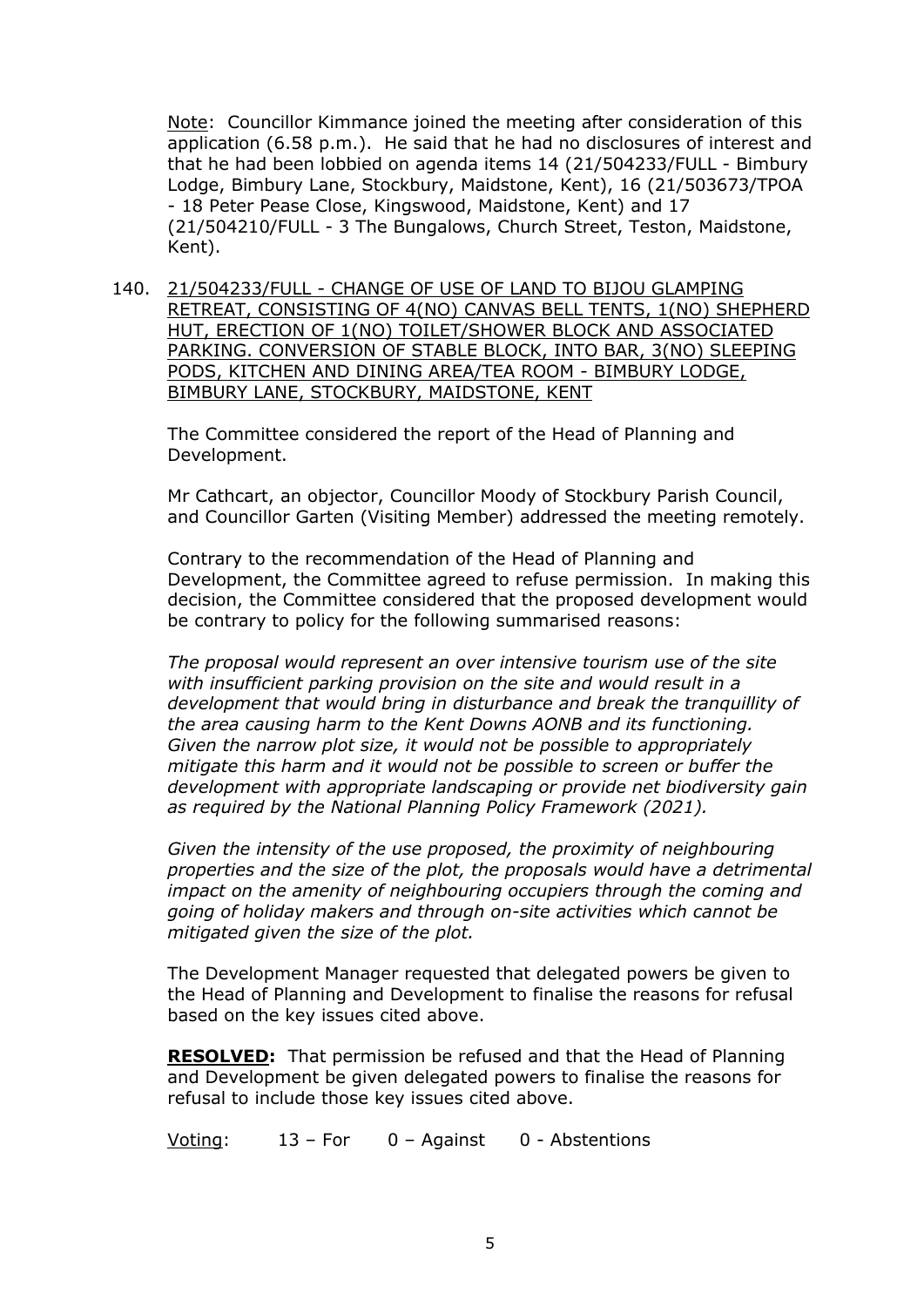Note: Councillor Kimmance joined the meeting after consideration of this application (6.58 p.m.). He said that he had no disclosures of interest and that he had been lobbied on agenda items 14 (21/504233/FULL - Bimbury Lodge, Bimbury Lane, Stockbury, Maidstone, Kent), 16 (21/503673/TPOA - 18 Peter Pease Close, Kingswood, Maidstone, Kent) and 17 (21/504210/FULL - 3 The Bungalows, Church Street, Teston, Maidstone, Kent).

140. 21/504233/FULL - CHANGE OF USE OF LAND TO BIJOU GLAMPING RETREAT, CONSISTING OF 4(NO) CANVAS BELL TENTS, 1(NO) SHEPHERD HUT, ERECTION OF 1(NO) TOILET/SHOWER BLOCK AND ASSOCIATED PARKING. CONVERSION OF STABLE BLOCK, INTO BAR, 3(NO) SLEEPING PODS, KITCHEN AND DINING AREA/TEA ROOM - BIMBURY LODGE, BIMBURY LANE, STOCKBURY, MAIDSTONE, KENT

The Committee considered the report of the Head of Planning and Development.

Mr Cathcart, an objector, Councillor Moody of Stockbury Parish Council, and Councillor Garten (Visiting Member) addressed the meeting remotely.

Contrary to the recommendation of the Head of Planning and Development, the Committee agreed to refuse permission. In making this decision, the Committee considered that the proposed development would be contrary to policy for the following summarised reasons:

*The proposal would represent an over intensive tourism use of the site with insufficient parking provision on the site and would result in a development that would bring in disturbance and break the tranquillity of the area causing harm to the Kent Downs AONB and its functioning. Given the narrow plot size, it would not be possible to appropriately mitigate this harm and it would not be possible to screen or buffer the development with appropriate landscaping or provide net biodiversity gain as required by the National Planning Policy Framework (2021).*

*Given the intensity of the use proposed, the proximity of neighbouring properties and the size of the plot, the proposals would have a detrimental impact on the amenity of neighbouring occupiers through the coming and going of holiday makers and through on-site activities which cannot be mitigated given the size of the plot.*

The Development Manager requested that delegated powers be given to the Head of Planning and Development to finalise the reasons for refusal based on the key issues cited above.

**RESOLVED:** That permission be refused and that the Head of Planning and Development be given delegated powers to finalise the reasons for refusal to include those key issues cited above.

Voting: 13 – For 0 – Against 0 - Abstentions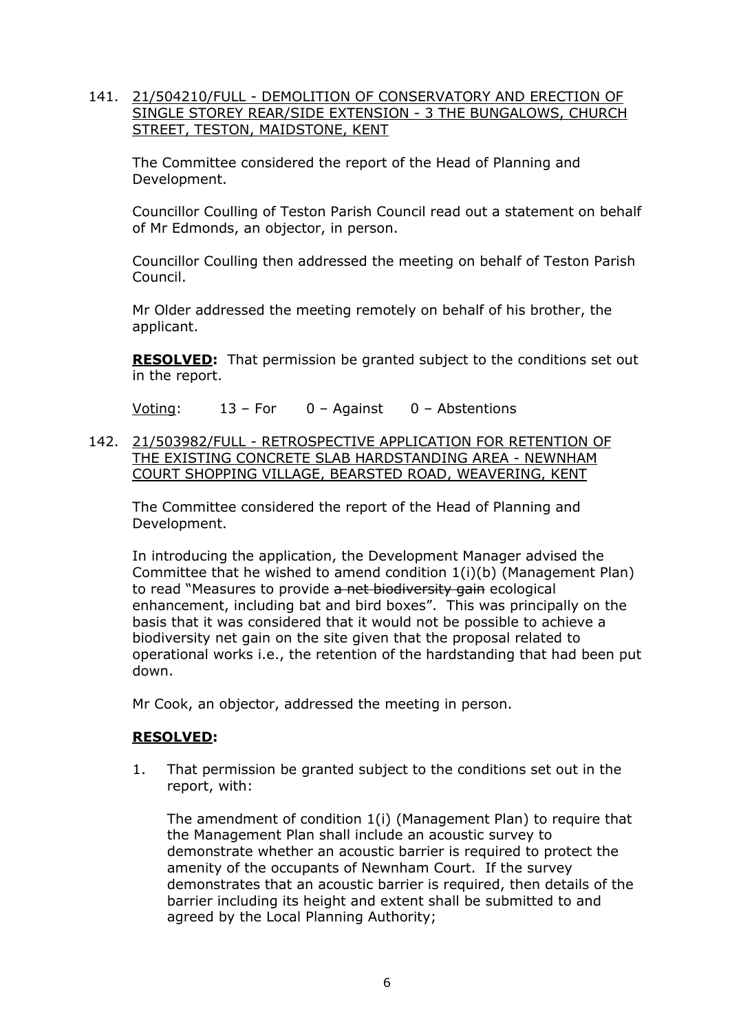141. <u>21/504210/FULL - DEMOLITION OF CONSERVATORY AND ERECTION OF SINGLE STOREY REAR/SIDE EXTENSION - 3 THE BUNGALOWS, CHURCH STREET, TESTON, MAIDSTONE, KENT</u>

The Committee considered the report of the Head of Planning and Development.

Councillor Coulling of Teston Parish Council read out a statement on behalf of Mr Edmonds, an objector, in person.

Councillor Coulling then addressed the meeting on behalf of Teston Parish Council.

Mr Older addressed the meeting remotely on behalf of his brother, the applicant.

**<u>RESOLVED</u>:** That permission be granted subject to the conditions set out in the report.

<u>Voting</u>: 13 – For 0 – Against 0 – Abstentions

142. <u>21/503982/FULL - RETROSPECTIVE APPLICATION FOR RETENTION OF THE EXISTING CONCRETE SLAB HARDSTANDING AREA - NEWNHAM COURT SHOPPING VILLAGE, BEARSTED ROAD, WEAVERING, KENT</u>

The Committee considered the report of the Head of Planning and Development.

In introducing the application, the Development Manager advised the Committee that he wished to amend condition 1(i)(b) (Management Plan) to read "Measures to provide ~~a net biodiversity gain~~ ecological enhancement, including bat and bird boxes". This was principally on the basis that it was considered that it would not be possible to achieve a biodiversity net gain on the site given that the proposal related to operational works i.e., the retention of the hardstanding that had been put down.

Mr Cook, an objector, addressed the meeting in person.

**<u>RESOLVED</u>:**

1. That permission be granted subject to the conditions set out in the report, with:

   The amendment of condition 1(i) (Management Plan) to require that the Management Plan shall include an acoustic survey to demonstrate whether an acoustic barrier is required to protect the amenity of the occupants of Newnham Court. If the survey demonstrates that an acoustic barrier is required, then details of the barrier including its height and extent shall be submitted to and agreed by the Local Planning Authority;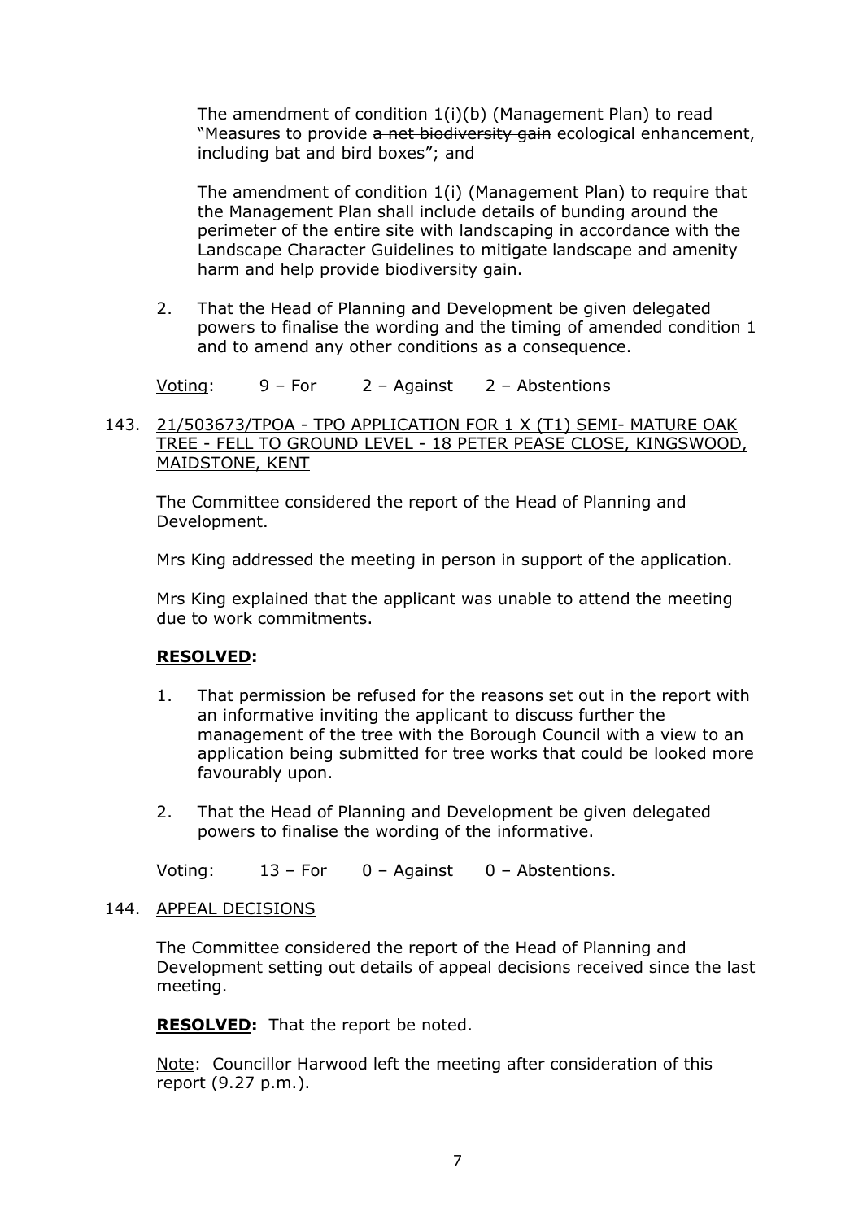The amendment of condition 1(i)(b) (Management Plan) to read "Measures to provide ~~a net biodiversity gain~~ ecological enhancement, including bat and bird boxes"; and

The amendment of condition 1(i) (Management Plan) to require that the Management Plan shall include details of bunding around the perimeter of the entire site with landscaping in accordance with the Landscape Character Guidelines to mitigate landscape and amenity harm and help provide biodiversity gain.

2. That the Head of Planning and Development be given delegated powers to finalise the wording and the timing of amended condition 1 and to amend any other conditions as a consequence.

Voting: 9 – For 2 – Against 2 – Abstentions

143. 21/503673/TPOA - TPO APPLICATION FOR 1 X (T1) SEMI- MATURE OAK TREE - FELL TO GROUND LEVEL - 18 PETER PEASE CLOSE, KINGSWOOD, MAIDSTONE, KENT

The Committee considered the report of the Head of Planning and Development.

Mrs King addressed the meeting in person in support of the application.

Mrs King explained that the applicant was unable to attend the meeting due to work commitments.

**RESOLVED:**

1. That permission be refused for the reasons set out in the report with an informative inviting the applicant to discuss further the management of the tree with the Borough Council with a view to an application being submitted for tree works that could be looked more favourably upon.

2. That the Head of Planning and Development be given delegated powers to finalise the wording of the informative.

Voting: 13 – For 0 – Against 0 – Abstentions.

144. APPEAL DECISIONS

The Committee considered the report of the Head of Planning and Development setting out details of appeal decisions received since the last meeting.

**RESOLVED:** That the report be noted.

Note: Councillor Harwood left the meeting after consideration of this report (9.27 p.m.).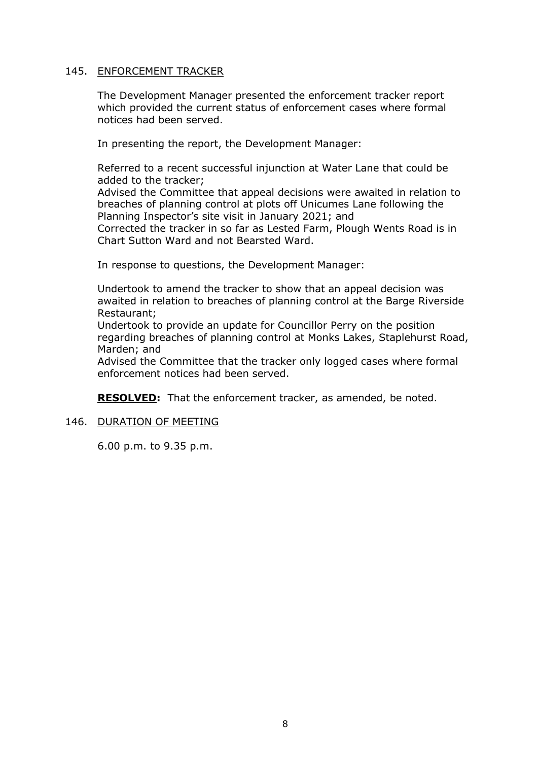## 145. ENFORCEMENT TRACKER

The Development Manager presented the enforcement tracker report which provided the current status of enforcement cases where formal notices had been served.

In presenting the report, the Development Manager:

Referred to a recent successful injunction at Water Lane that could be added to the tracker;
Advised the Committee that appeal decisions were awaited in relation to breaches of planning control at plots off Unicumes Lane following the Planning Inspector's site visit in January 2021; and
Corrected the tracker in so far as Lested Farm, Plough Wents Road is in Chart Sutton Ward and not Bearsted Ward.

In response to questions, the Development Manager:

Undertook to amend the tracker to show that an appeal decision was awaited in relation to breaches of planning control at the Barge Riverside Restaurant;
Undertook to provide an update for Councillor Perry on the position regarding breaches of planning control at Monks Lakes, Staplehurst Road, Marden; and
Advised the Committee that the tracker only logged cases where formal enforcement notices had been served.

**RESOLVED:** That the enforcement tracker, as amended, be noted.

## 146. DURATION OF MEETING

6.00 p.m. to 9.35 p.m.